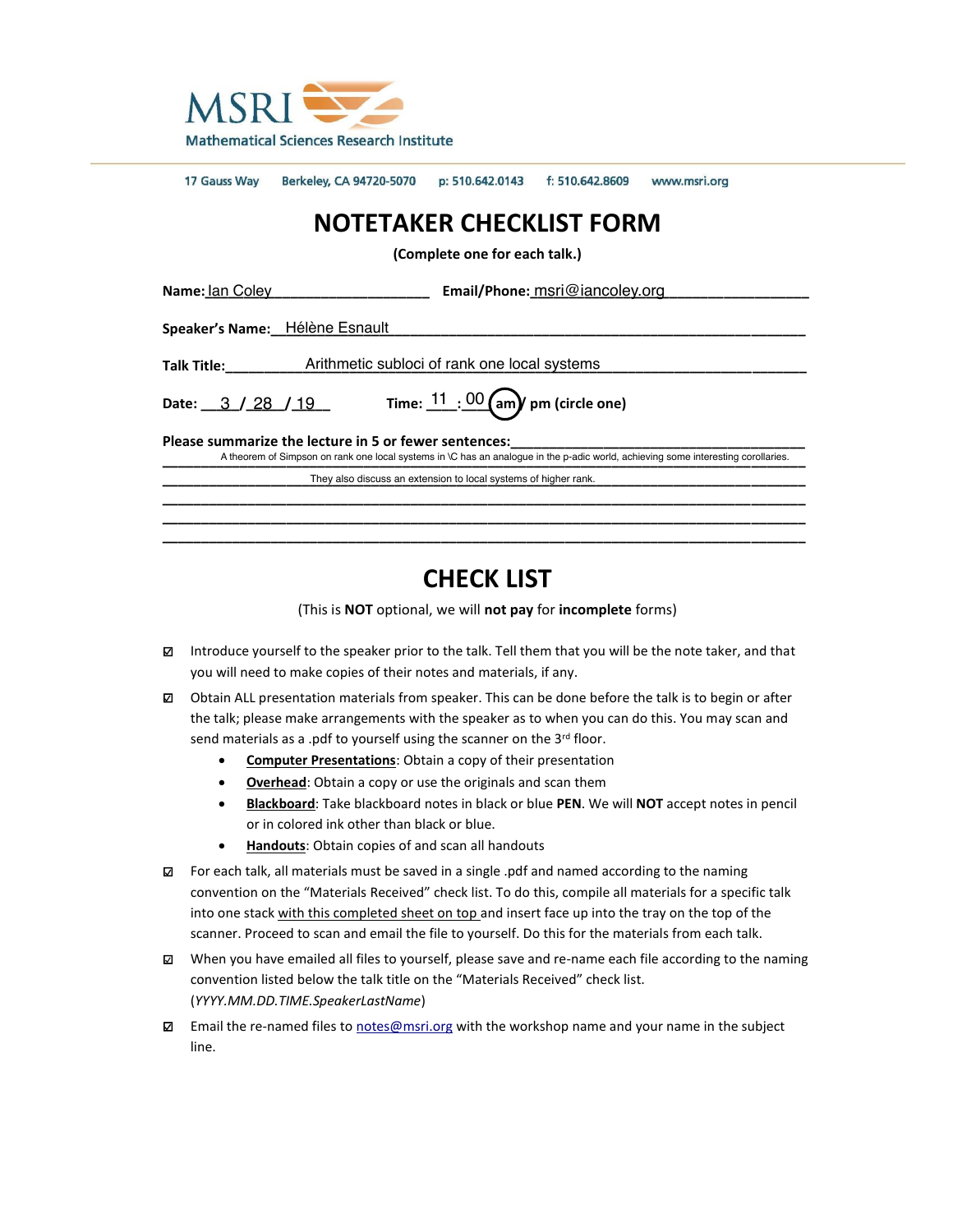MSRI
Mathematical Sciences Research Institute

17 Gauss Way     Berkeley, CA 94720-5070     p: 510.642.0143     f: 510.642.8609     www.msri.org

# NOTETAKER CHECKLIST FORM

**(Complete one for each talk.)**

**Name:** Ian Coley     **Email/Phone:** msri@iancoley.org

**Speaker's Name:** Hélène Esnault

**Talk Title:** Arithmetic subloci of rank one local systems

**Date:** 3 / 28 / 19     **Time:** 11 : 00 am / pm (circle one) — am circled

**Please summarize the lecture in 5 or fewer sentences:**

A theorem of Simpson on rank one local systems in \C has an analogue in the p-adic world, achieving some interesting corollaries. They also discuss an extension to local systems of higher rank.

# CHECK LIST

(This is **NOT** optional, we will **not pay** for **incomplete** forms)

- ☑ Introduce yourself to the speaker prior to the talk. Tell them that you will be the note taker, and that you will need to make copies of their notes and materials, if any.
- ☑ Obtain ALL presentation materials from speaker. This can be done before the talk is to begin or after the talk; please make arrangements with the speaker as to when you can do this. You may scan and send materials as a .pdf to yourself using the scanner on the 3rd floor.
  - **Computer Presentations**: Obtain a copy of their presentation
  - **Overhead**: Obtain a copy or use the originals and scan them
  - **Blackboard**: Take blackboard notes in black or blue **PEN**. We will **NOT** accept notes in pencil or in colored ink other than black or blue.
  - **Handouts**: Obtain copies of and scan all handouts
- ☑ For each talk, all materials must be saved in a single .pdf and named according to the naming convention on the "Materials Received" check list. To do this, compile all materials for a specific talk into one stack with this completed sheet on top and insert face up into the tray on the top of the scanner. Proceed to scan and email the file to yourself. Do this for the materials from each talk.
- ☑ When you have emailed all files to yourself, please save and re-name each file according to the naming convention listed below the talk title on the "Materials Received" check list. (*YYYY.MM.DD.TIME.SpeakerLastName*)
- ☑ Email the re-named files to notes@msri.org with the workshop name and your name in the subject line.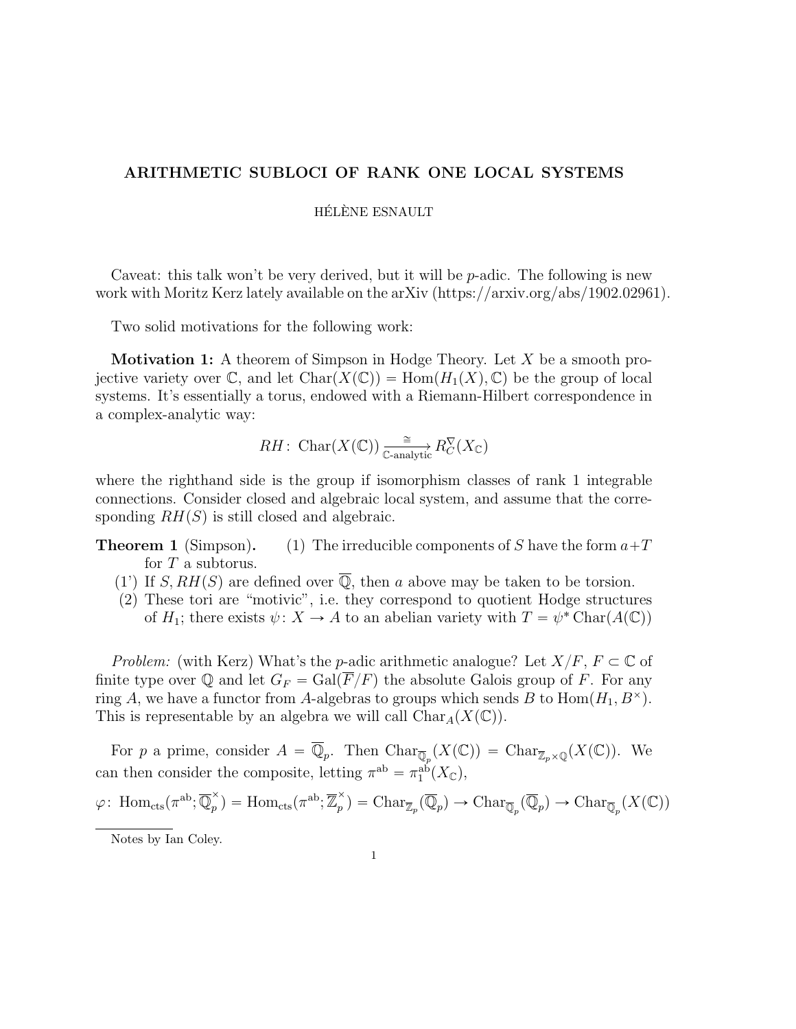**ARITHMETIC SUBLOCI OF RANK ONE LOCAL SYSTEMS**

HÉLÈNE ESNAULT

Caveat: this talk won't be very derived, but it will be $p$-adic. The following is new work with Moritz Kerz lately available on the arXiv (https://arxiv.org/abs/1902.02961).

Two solid motivations for the following work:

**Motivation 1:** A theorem of Simpson in Hodge Theory. Let $X$ be a smooth projective variety over $\mathbb{C}$, and let $\mathrm{Char}(X(\mathbb{C})) = \mathrm{Hom}(H_1(X), \mathbb{C})$ be the group of local systems. It's essentially a torus, endowed with a Riemann-Hilbert correspondence in a complex-analytic way:

$$RH\colon \mathrm{Char}(X(\mathbb{C})) \xrightarrow[\mathbb{C}\text{-analytic}]{\cong} R_C^{\nabla}(X_{\mathbb{C}})$$

where the righthand side is the group if isomorphism classes of rank 1 integrable connections. Consider closed and algebraic local system, and assume that the corresponding $RH(S)$ is still closed and algebraic.

**Theorem 1** (Simpson)**.**
(1) The irreducible components of $S$ have the form $a+T$ for $T$ a subtorus.
(1') If $S, RH(S)$ are defined over $\overline{\mathbb{Q}}$, then $a$ above may be taken to be torsion.
(2) These tori are "motivic", i.e. they correspond to quotient Hodge structures of $H_1$; there exists $\psi\colon X \to A$ to an abelian variety with $T = \psi^* \mathrm{Char}(A(\mathbb{C}))$

*Problem:* (with Kerz) What's the $p$-adic arithmetic analogue? Let $X/F$, $F \subset \mathbb{C}$ of finite type over $\mathbb{Q}$ and let $G_F = \mathrm{Gal}(\overline{F}/F)$ the absolute Galois group of $F$. For any ring $A$, we have a functor from $A$-algebras to groups which sends $B$ to $\mathrm{Hom}(H_1, B^\times)$. This is representable by an algebra we will call $\mathrm{Char}_A(X(\mathbb{C}))$.

For $p$ a prime, consider $A = \overline{\mathbb{Q}}_p$. Then $\mathrm{Char}_{\overline{\mathbb{Q}}_p}(X(\mathbb{C})) = \mathrm{Char}_{\mathbb{Z}_p \times \mathbb{Q}}(X(\mathbb{C}))$. We can then consider the composite, letting $\pi^{\mathrm{ab}} = \pi_1^{\mathrm{ab}}(X_{\mathbb{C}})$,

$$\varphi\colon \mathrm{Hom}_{\mathrm{cts}}(\pi^{\mathrm{ab}}; \overline{\mathbb{Q}}_p^{\times}) = \mathrm{Hom}_{\mathrm{cts}}(\pi^{\mathrm{ab}}; \overline{\mathbb{Z}}_p^{\times}) = \mathrm{Char}_{\overline{\mathbb{Z}}_p}(\overline{\mathbb{Q}}_p) \to \mathrm{Char}_{\overline{\mathbb{Q}}_p}(\overline{\mathbb{Q}}_p) \to \mathrm{Char}_{\overline{\mathbb{Q}}_p}(X(\mathbb{C}))$$

Notes by Ian Coley.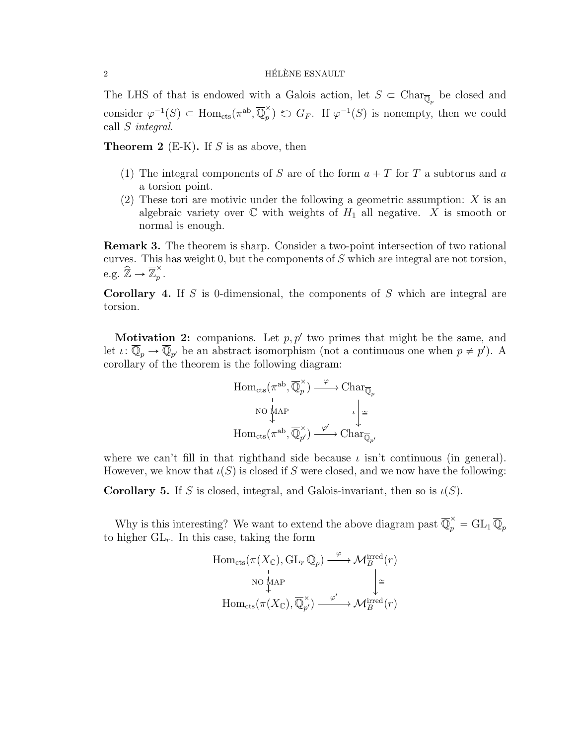The LHS of that is endowed with a Galois action, let $S \subset \mathrm{Char}_{\overline{\mathbb{Q}}_p}$ be closed and consider $\varphi^{-1}(S) \subset \mathrm{Hom}_{\mathrm{cts}}(\pi^{\mathrm{ab}}, \overline{\mathbb{Q}}_p^\times) \circlearrowleft G_F$. If $\varphi^{-1}(S)$ is nonempty, then we could call $S$ *integral*.

**Theorem 2** (E-K)**.** If $S$ is as above, then

1. The integral components of $S$ are of the form $a + T$ for $T$ a subtorus and $a$ a torsion point.
2. These tori are motivic under the following a geometric assumption: $X$ is an algebraic variety over $\mathbb{C}$ with weights of $H_1$ all negative. $X$ is smooth or normal is enough.

**Remark 3.** The theorem is sharp. Consider a two-point intersection of two rational curves. This has weight 0, but the components of $S$ which are integral are not torsion, e.g. $\widehat{\mathbb{Z}} \to \overline{\mathbb{Z}}_p^\times$.

**Corollary 4.** If $S$ is 0-dimensional, the components of $S$ which are integral are torsion.

**Motivation 2:** companions. Let $p, p'$ two primes that might be the same, and let $\iota\colon \overline{\mathbb{Q}}_p \to \overline{\mathbb{Q}}_{p'}$ be an abstract isomorphism (not a continuous one when $p \neq p'$). A corollary of the theorem is the following diagram:

$$\begin{array}{ccc}
\mathrm{Hom}_{\mathrm{cts}}(\pi^{\mathrm{ab}}, \overline{\mathbb{Q}}_p^\times) & \xrightarrow{\varphi} & \mathrm{Char}_{\overline{\mathbb{Q}}_p} \\
\Big\downarrow \text{NO MAP} & & \iota \Big\downarrow \cong \\
\mathrm{Hom}_{\mathrm{cts}}(\pi^{\mathrm{ab}}, \overline{\mathbb{Q}}_{p'}^\times) & \xrightarrow{\varphi'} & \mathrm{Char}_{\overline{\mathbb{Q}}_{p'}}
\end{array}$$

where we can't fill in that righthand side because $\iota$ isn't continuous (in general). However, we know that $\iota(S)$ is closed if $S$ were closed, and we now have the following:

**Corollary 5.** If $S$ is closed, integral, and Galois-invariant, then so is $\iota(S)$.

Why is this interesting? We want to extend the above diagram past $\overline{\mathbb{Q}}_p^\times = \mathrm{GL}_1 \overline{\mathbb{Q}}_p$ to higher $\mathrm{GL}_r$. In this case, taking the form

$$\begin{array}{ccc}
\mathrm{Hom}_{\mathrm{cts}}(\pi(X_{\mathbb{C}}), \mathrm{GL}_r \overline{\mathbb{Q}}_p) & \xrightarrow{\varphi} & \mathcal{M}_B^{\mathrm{irred}}(r) \\
\Big\downarrow \text{NO MAP} & & \Big\downarrow \cong \\
\mathrm{Hom}_{\mathrm{cts}}(\pi(X_{\mathbb{C}}), \overline{\mathbb{Q}}_{p'}^\times) & \xrightarrow{\varphi'} & \mathcal{M}_B^{\mathrm{irred}}(r)
\end{array}$$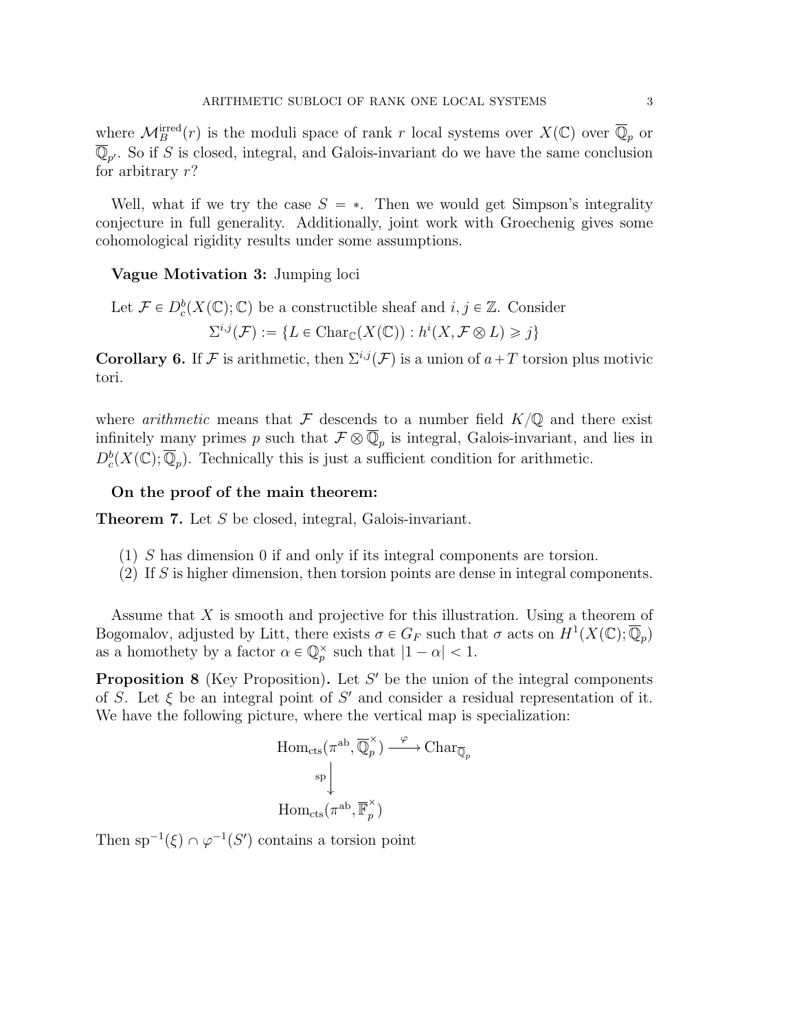where $\mathcal{M}_B^{\text{irred}}(r)$ is the moduli space of rank $r$ local systems over $X(\mathbb{C})$ over $\overline{\mathbb{Q}}_p$ or $\overline{\mathbb{Q}}_{p'}$. So if $S$ is closed, integral, and Galois-invariant do we have the same conclusion for arbitrary $r$?

Well, what if we try the case $S = *$. Then we would get Simpson's integrality conjecture in full generality. Additionally, joint work with Groechenig gives some cohomological rigidity results under some assumptions.

**Vague Motivation 3:** Jumping loci

Let $\mathcal{F} \in D_c^b(X(\mathbb{C}); \mathbb{C})$ be a constructible sheaf and $i, j \in \mathbb{Z}$. Consider

$$\Sigma^{i,j}(\mathcal{F}) := \{L \in \text{Char}_{\mathbb{C}}(X(\mathbb{C})) : h^i(X, \mathcal{F} \otimes L) \geqslant j\}$$

**Corollary 6.** If $\mathcal{F}$ is arithmetic, then $\Sigma^{i,j}(\mathcal{F})$ is a union of $a+T$ torsion plus motivic tori.

where *arithmetic* means that $\mathcal{F}$ descends to a number field $K/\mathbb{Q}$ and there exist infinitely many primes $p$ such that $\mathcal{F} \otimes \overline{\mathbb{Q}}_p$ is integral, Galois-invariant, and lies in $D_c^b(X(\mathbb{C}); \overline{\mathbb{Q}}_p)$. Technically this is just a sufficient condition for arithmetic.

**On the proof of the main theorem:**

**Theorem 7.** Let $S$ be closed, integral, Galois-invariant.

1. $S$ has dimension 0 if and only if its integral components are torsion.
2. If $S$ is higher dimension, then torsion points are dense in integral components.

Assume that $X$ is smooth and projective for this illustration. Using a theorem of Bogomalov, adjusted by Litt, there exists $\sigma \in G_F$ such that $\sigma$ acts on $H^1(X(\mathbb{C}); \overline{\mathbb{Q}}_p)$ as a homothety by a factor $\alpha \in \mathbb{Q}_p^\times$ such that $|1 - \alpha| < 1$.

**Proposition 8** (Key Proposition)**.** Let $S'$ be the union of the integral components of $S$. Let $\xi$ be an integral point of $S'$ and consider a residual representation of it. We have the following picture, where the vertical map is specialization:

$$\begin{array}{ccc} \text{Hom}_{\text{cts}}(\pi^{\text{ab}}, \overline{\mathbb{Q}}_p^\times) & \xrightarrow{\varphi} & \text{Char}_{\overline{\mathbb{Q}}_p} \\ {\scriptstyle \text{sp}} \big\downarrow & & \\ \text{Hom}_{\text{cts}}(\pi^{\text{ab}}, \overline{\mathbb{F}}_p^\times) & & \end{array}$$

Then $\text{sp}^{-1}(\xi) \cap \varphi^{-1}(S')$ contains a torsion point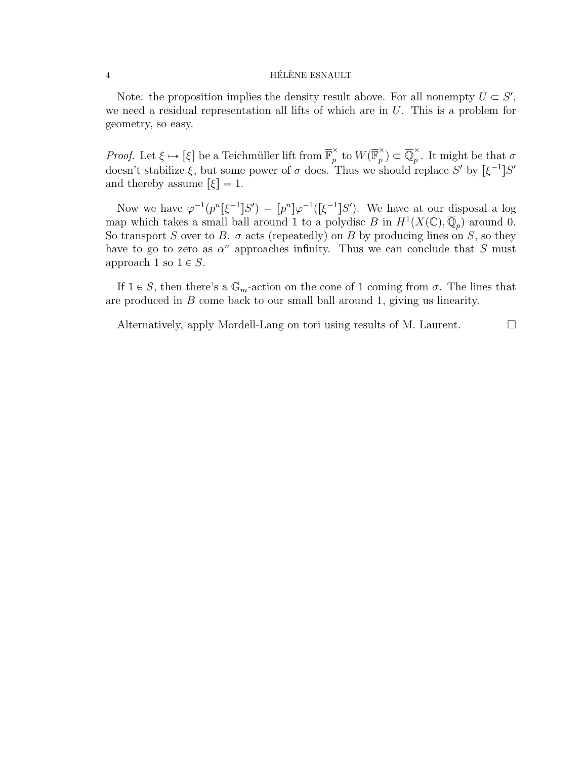Note: the proposition implies the density result above. For all nonempty $U \subset S'$, we need a residual representation all lifts of which are in $U$. This is a problem for geometry, so easy.

*Proof.* Let $\xi \mapsto [\xi]$ be a Teichmüller lift from $\overline{\mathbb{F}}_p^\times$ to $W(\overline{\mathbb{F}}_p^\times) \subset \overline{\mathbb{Q}}_p^\times$. It might be that $\sigma$ doesn't stabilize $\xi$, but some power of $\sigma$ does. Thus we should replace $S'$ by $[\xi^{-1}]S'$ and thereby assume $[\xi] = 1$.

Now we have $\varphi^{-1}(p^n[\xi^{-1}]S') = [p^n]\varphi^{-1}([\xi^{-1}]S')$. We have at our disposal a log map which takes a small ball around 1 to a polydisc $B$ in $H^1(X(\mathbb{C}), \overline{\mathbb{Q}}_p)$ around 0. So transport $S$ over to $B$. $\sigma$ acts (repeatedly) on $B$ by producing lines on $S$, so they have to go to zero as $\alpha^n$ approaches infinity. Thus we can conclude that $S$ must approach 1 so $1 \in S$.

If $1 \in S$, then there's a $\mathbb{G}_m$-action on the cone of 1 coming from $\sigma$. The lines that are produced in $B$ come back to our small ball around 1, giving us linearity.

Alternatively, apply Mordell-Lang on tori using results of M. Laurent. $\square$